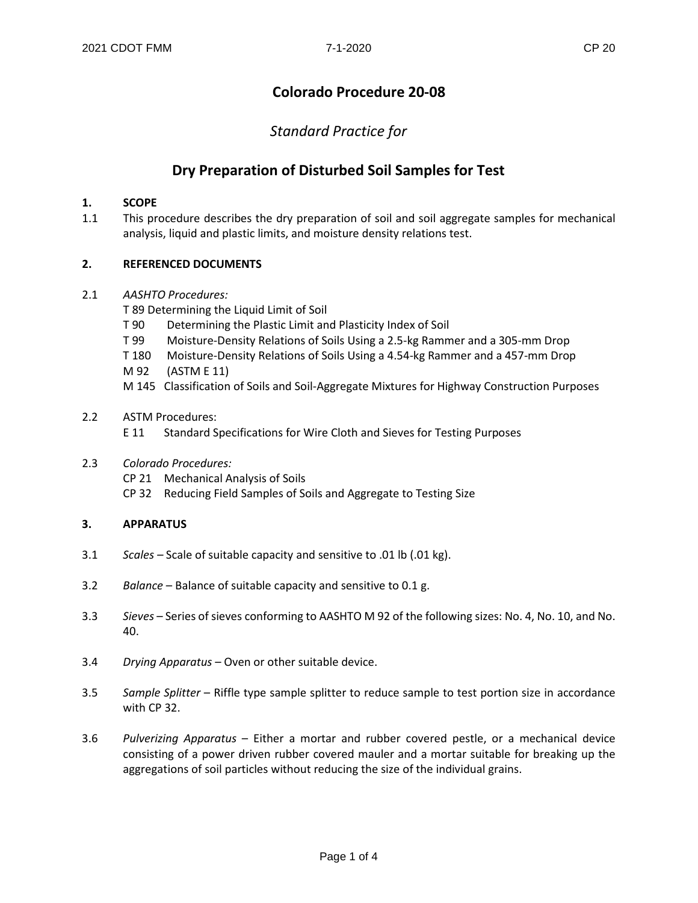# Colorado Procedure 20-08

## *Standard Practice for*

## Dry Preparation of Disturbed Soil Samples for Test

**1. SCOPE**

1.1 This procedure describes the dry preparation of soil and soil aggregate samples for mechanical analysis, liquid and plastic limits, and moisture density relations test.

**2. REFERENCED DOCUMENTS**

2.1 *AASHTO Procedures:*

T 89 Determining the Liquid Limit of Soil
T 90 Determining the Plastic Limit and Plasticity Index of Soil
T 99 Moisture-Density Relations of Soils Using a 2.5-kg Rammer and a 305-mm Drop
T 180 Moisture-Density Relations of Soils Using a 4.54-kg Rammer and a 457-mm Drop
M 92 (ASTM E 11)
M 145 Classification of Soils and Soil-Aggregate Mixtures for Highway Construction Purposes

2.2 ASTM Procedures:

E 11 Standard Specifications for Wire Cloth and Sieves for Testing Purposes

2.3 *Colorado Procedures:*

CP 21 Mechanical Analysis of Soils
CP 32 Reducing Field Samples of Soils and Aggregate to Testing Size

**3. APPARATUS**

3.1 *Scales* – Scale of suitable capacity and sensitive to .01 lb (.01 kg).

3.2 *Balance* – Balance of suitable capacity and sensitive to 0.1 g.

3.3 *Sieves* – Series of sieves conforming to AASHTO M 92 of the following sizes: No. 4, No. 10, and No. 40.

3.4 *Drying Apparatus* – Oven or other suitable device.

3.5 *Sample Splitter* – Riffle type sample splitter to reduce sample to test portion size in accordance with CP 32.

3.6 *Pulverizing Apparatus* – Either a mortar and rubber covered pestle, or a mechanical device consisting of a power driven rubber covered mauler and a mortar suitable for breaking up the aggregations of soil particles without reducing the size of the individual grains.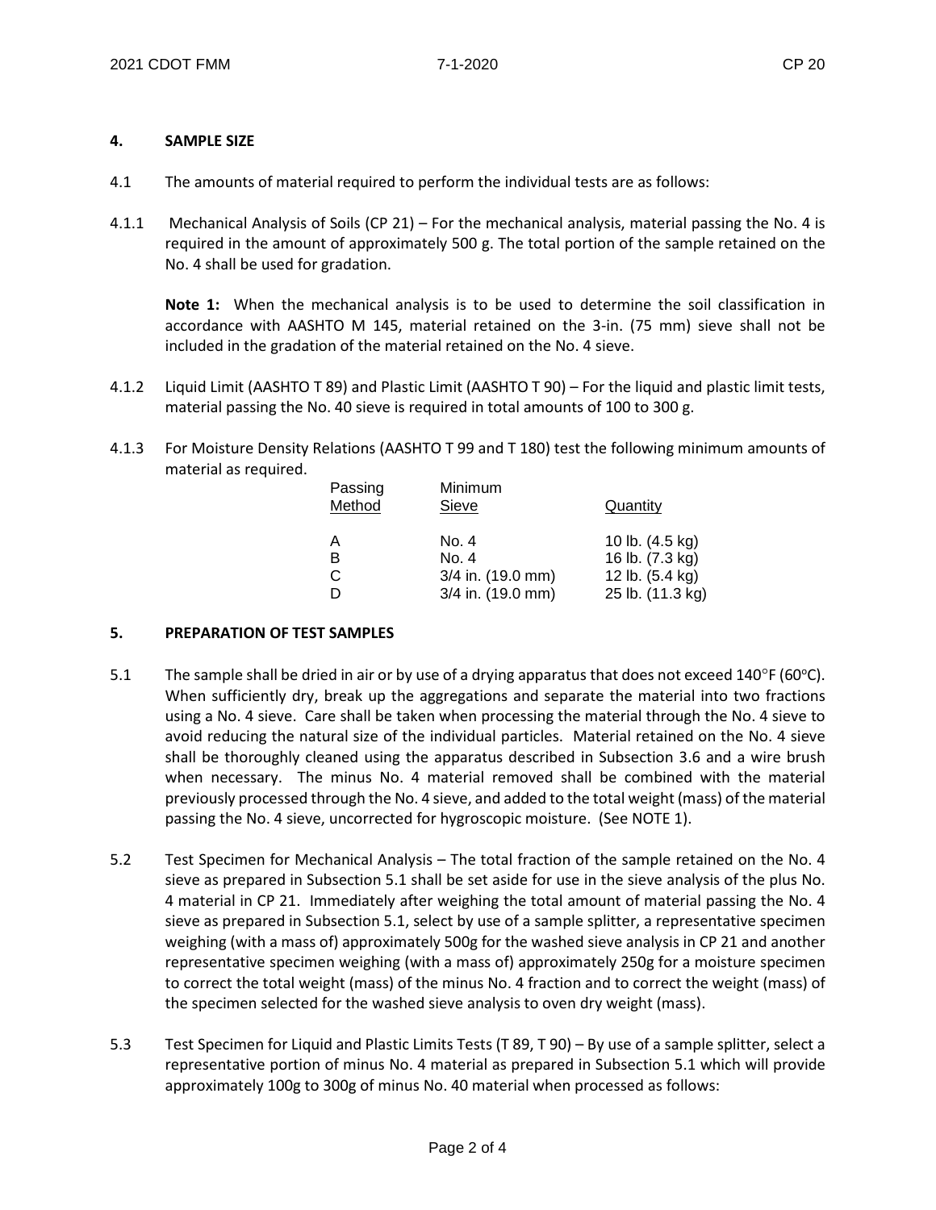## 4. SAMPLE SIZE

4.1 The amounts of material required to perform the individual tests are as follows:

4.1.1 Mechanical Analysis of Soils (CP 21) – For the mechanical analysis, material passing the No. 4 is required in the amount of approximately 500 g. The total portion of the sample retained on the No. 4 shall be used for gradation.

**Note 1:** When the mechanical analysis is to be used to determine the soil classification in accordance with AASHTO M 145, material retained on the 3-in. (75 mm) sieve shall not be included in the gradation of the material retained on the No. 4 sieve.

4.1.2 Liquid Limit (AASHTO T 89) and Plastic Limit (AASHTO T 90) – For the liquid and plastic limit tests, material passing the No. 40 sieve is required in total amounts of 100 to 300 g.

4.1.3 For Moisture Density Relations (AASHTO T 99 and T 180) test the following minimum amounts of material as required.

| Method | Passing Sieve | Minimum Quantity |
|---|---|---|
| A | No. 4 | 10 lb. (4.5 kg) |
| B | No. 4 | 16 lb. (7.3 kg) |
| C | 3/4 in. (19.0 mm) | 12 lb. (5.4 kg) |
| D | 3/4 in. (19.0 mm) | 25 lb. (11.3 kg) |

## 5. PREPARATION OF TEST SAMPLES

5.1 The sample shall be dried in air or by use of a drying apparatus that does not exceed 140°F (60°C). When sufficiently dry, break up the aggregations and separate the material into two fractions using a No. 4 sieve. Care shall be taken when processing the material through the No. 4 sieve to avoid reducing the natural size of the individual particles. Material retained on the No. 4 sieve shall be thoroughly cleaned using the apparatus described in Subsection 3.6 and a wire brush when necessary. The minus No. 4 material removed shall be combined with the material previously processed through the No. 4 sieve, and added to the total weight (mass) of the material passing the No. 4 sieve, uncorrected for hygroscopic moisture. (See NOTE 1).

5.2 Test Specimen for Mechanical Analysis – The total fraction of the sample retained on the No. 4 sieve as prepared in Subsection 5.1 shall be set aside for use in the sieve analysis of the plus No. 4 material in CP 21. Immediately after weighing the total amount of material passing the No. 4 sieve as prepared in Subsection 5.1, select by use of a sample splitter, a representative specimen weighing (with a mass of) approximately 500g for the washed sieve analysis in CP 21 and another representative specimen weighing (with a mass of) approximately 250g for a moisture specimen to correct the total weight (mass) of the minus No. 4 fraction and to correct the weight (mass) of the specimen selected for the washed sieve analysis to oven dry weight (mass).

5.3 Test Specimen for Liquid and Plastic Limits Tests (T 89, T 90) – By use of a sample splitter, select a representative portion of minus No. 4 material as prepared in Subsection 5.1 which will provide approximately 100g to 300g of minus No. 40 material when processed as follows: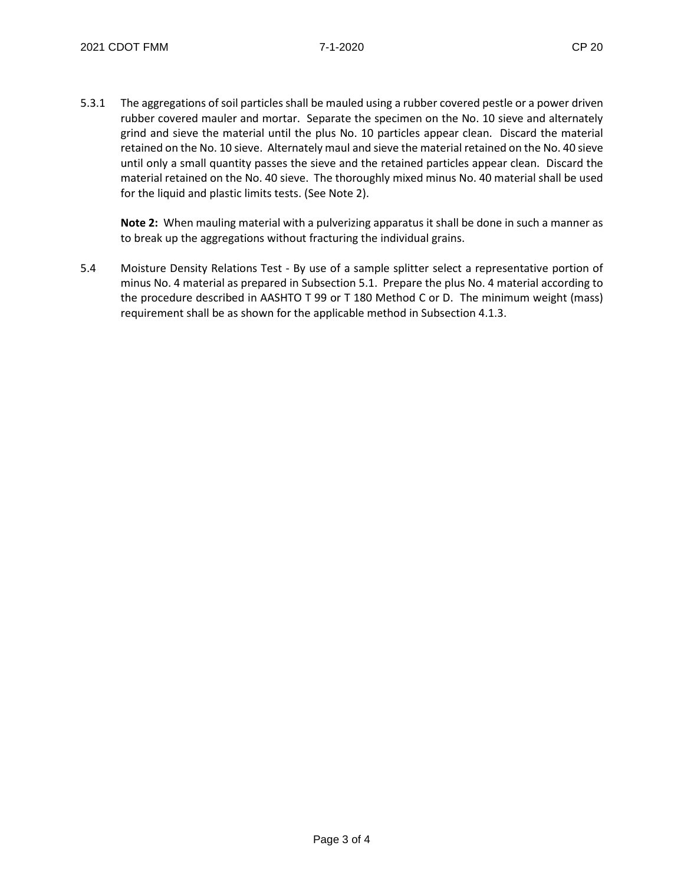5.3.1 The aggregations of soil particles shall be mauled using a rubber covered pestle or a power driven rubber covered mauler and mortar. Separate the specimen on the No. 10 sieve and alternately grind and sieve the material until the plus No. 10 particles appear clean. Discard the material retained on the No. 10 sieve. Alternately maul and sieve the material retained on the No. 40 sieve until only a small quantity passes the sieve and the retained particles appear clean. Discard the material retained on the No. 40 sieve. The thoroughly mixed minus No. 40 material shall be used for the liquid and plastic limits tests. (See Note 2).

**Note 2:** When mauling material with a pulverizing apparatus it shall be done in such a manner as to break up the aggregations without fracturing the individual grains.

5.4 Moisture Density Relations Test - By use of a sample splitter select a representative portion of minus No. 4 material as prepared in Subsection 5.1. Prepare the plus No. 4 material according to the procedure described in AASHTO T 99 or T 180 Method C or D. The minimum weight (mass) requirement shall be as shown for the applicable method in Subsection 4.1.3.